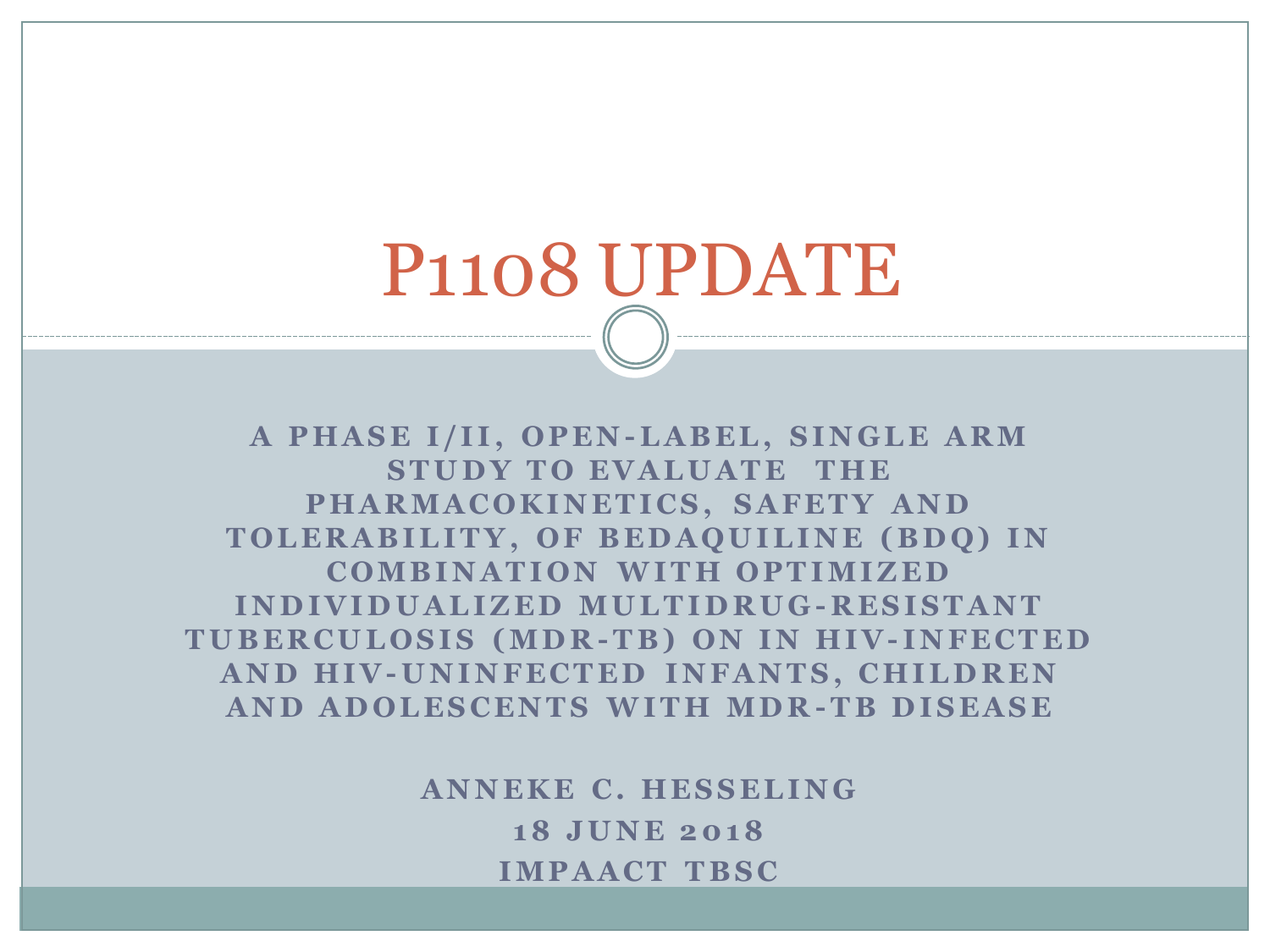# P1108 UPDATE

**A PHASE I/II, OPEN-LABEL, SINGLE ARM STUDY TO EVALUATE THE PHARMACOKINETICS, SAFETY AND TOLERABILITY, OF BEDAQUILINE (BDQ) IN COMBINATION WITH OPTIMIZED INDIVIDUALIZED MULTIDRUG-RESISTANT TUBERCULOSIS (MDR-TB) ON IN HIV-INFECTED AND HIV-UNINFECTED INFANTS, CHILDREN AND ADOLESCENTS WITH MDR-TB DISEASE**

**ANNEKE C. HESSELING**

**18 JUNE 2018**

**IMPAACT TBSC**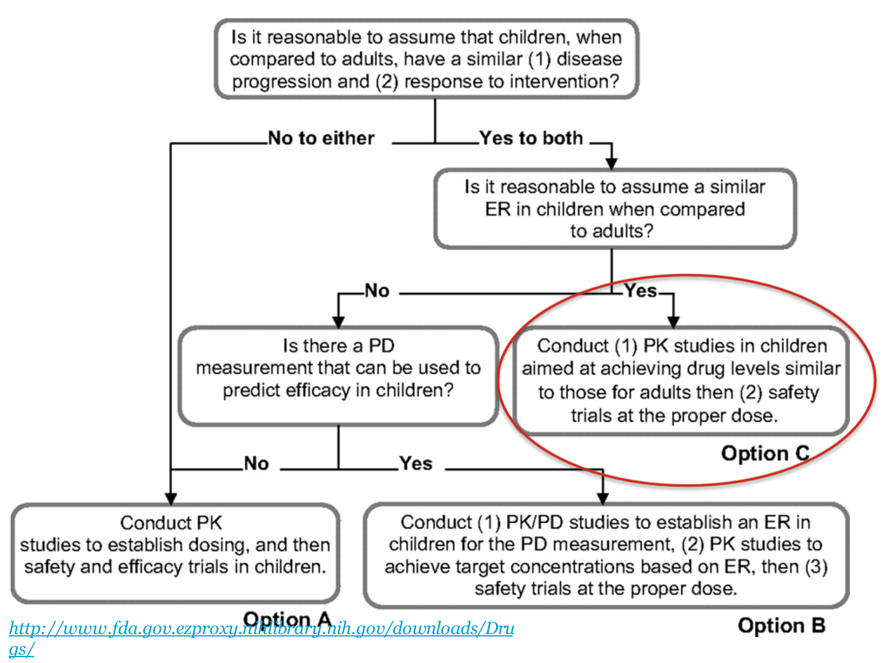Is it reasonable to assume that children, when compared to adults, have a similar (1) disease progression and (2) response to intervention?

- **No to either** → Conduct PK studies to establish dosing, and then safety and efficacy trials in children. **Option A**
- **Yes to both** → Is it reasonable to assume a similar ER in children when compared to adults?
  - **Yes** → Conduct (1) PK studies in children aimed at achieving drug levels similar to those for adults then (2) safety trials at the proper dose. **Option C**
  - **No** → Is there a PD measurement that can be used to predict efficacy in children?
    - **No** → Conduct PK studies to establish dosing, and then safety and efficacy trials in children. **Option A**
    - **Yes** → Conduct (1) PK/PD studies to establish an ER in children for the PD measurement, (2) PK studies to achieve target concentrations based on ER, then (3) safety trials at the proper dose. **Option B**

http://www.fda.gov.ezproxy.nihlibrary.nih.gov/downloads/Drugs/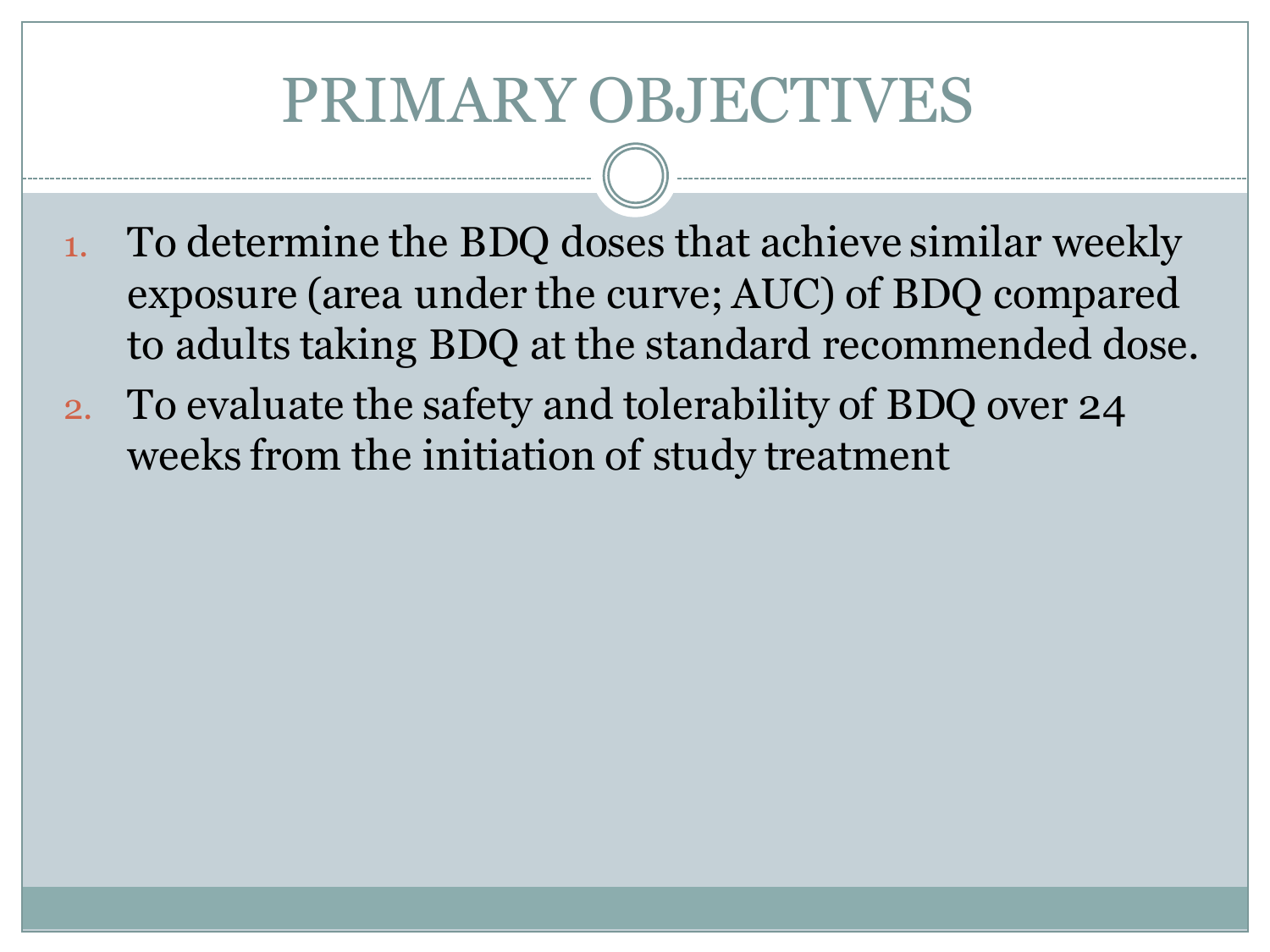# PRIMARY OBJECTIVES

1. To determine the BDQ doses that achieve similar weekly exposure (area under the curve; AUC) of BDQ compared to adults taking BDQ at the standard recommended dose.
2. To evaluate the safety and tolerability of BDQ over 24 weeks from the initiation of study treatment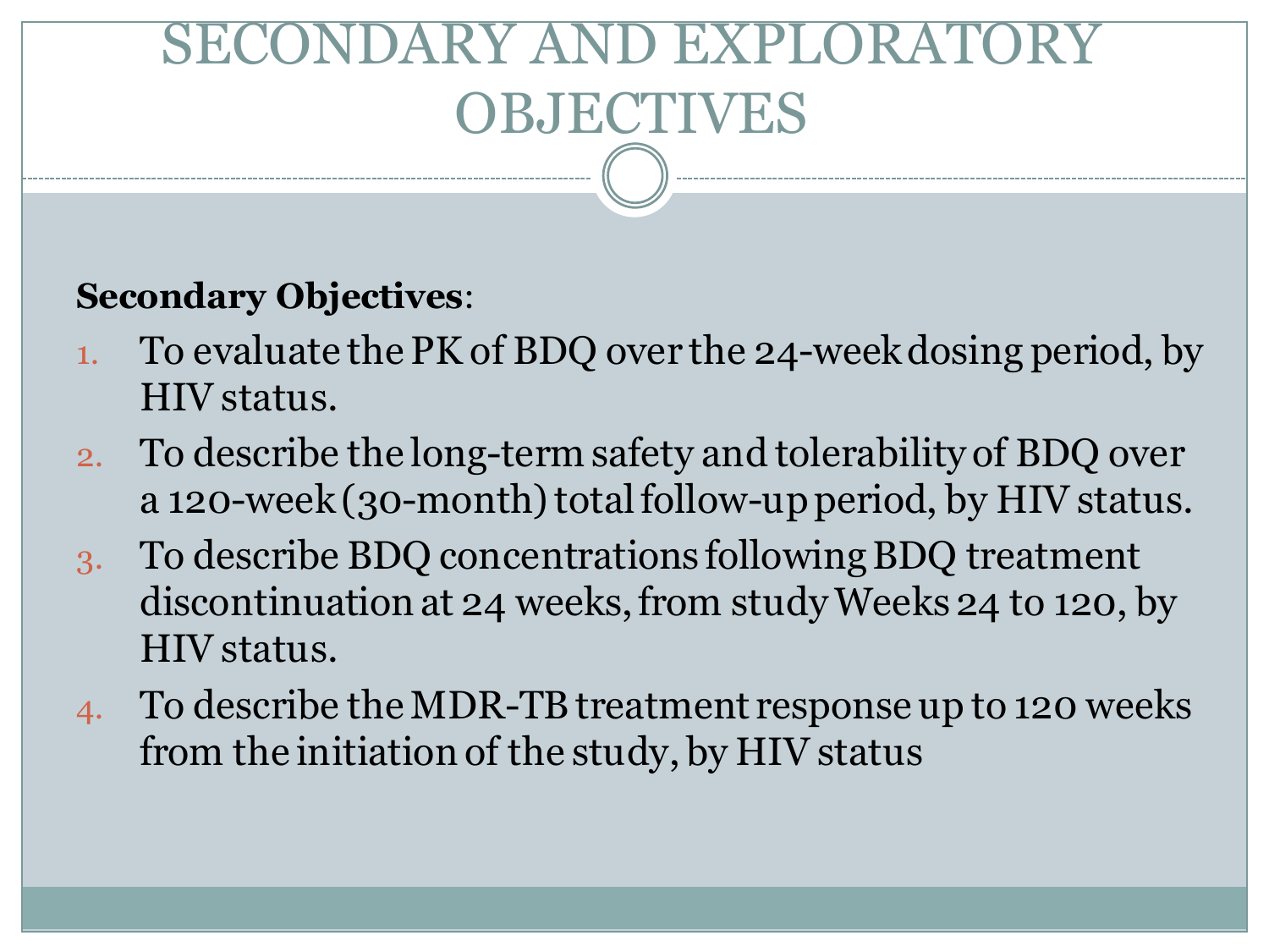# SECONDARY AND EXPLORATORY OBJECTIVES

**Secondary Objectives**:

1. To evaluate the PK of BDQ over the 24-week dosing period, by HIV status.
2. To describe the long-term safety and tolerability of BDQ over a 120-week (30-month) total follow-up period, by HIV status.
3. To describe BDQ concentrations following BDQ treatment discontinuation at 24 weeks, from study Weeks 24 to 120, by HIV status.
4. To describe the MDR-TB treatment response up to 120 weeks from the initiation of the study, by HIV status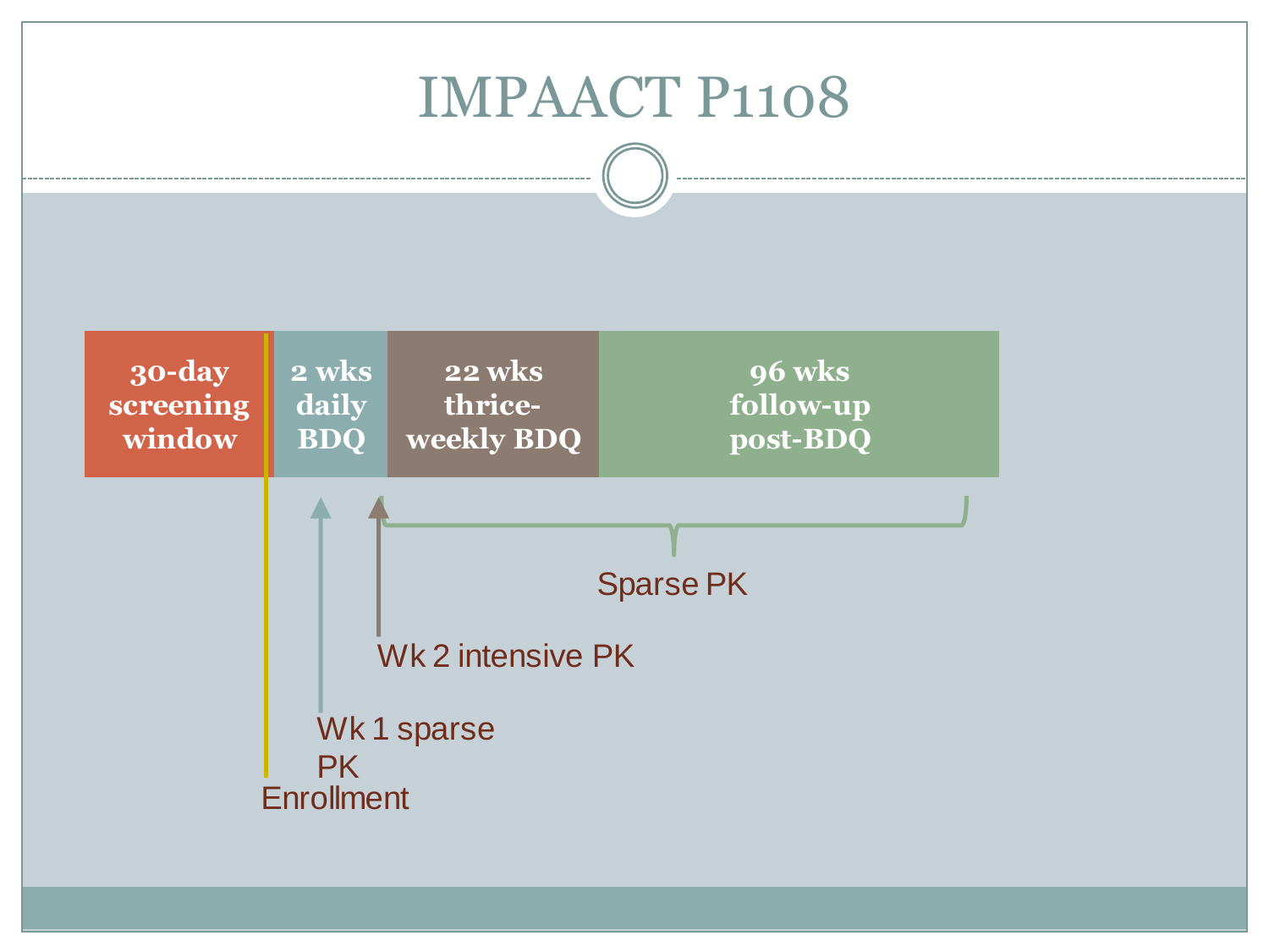# IMPAACT P1108

| 30-day screening window | 2 wks daily BDQ | 22 wks thrice-weekly BDQ | 96 wks follow-up post-BDQ |
| --- | --- | --- | --- |

- Enrollment
- Wk 1 sparse PK
- Wk 2 intensive PK
- Sparse PK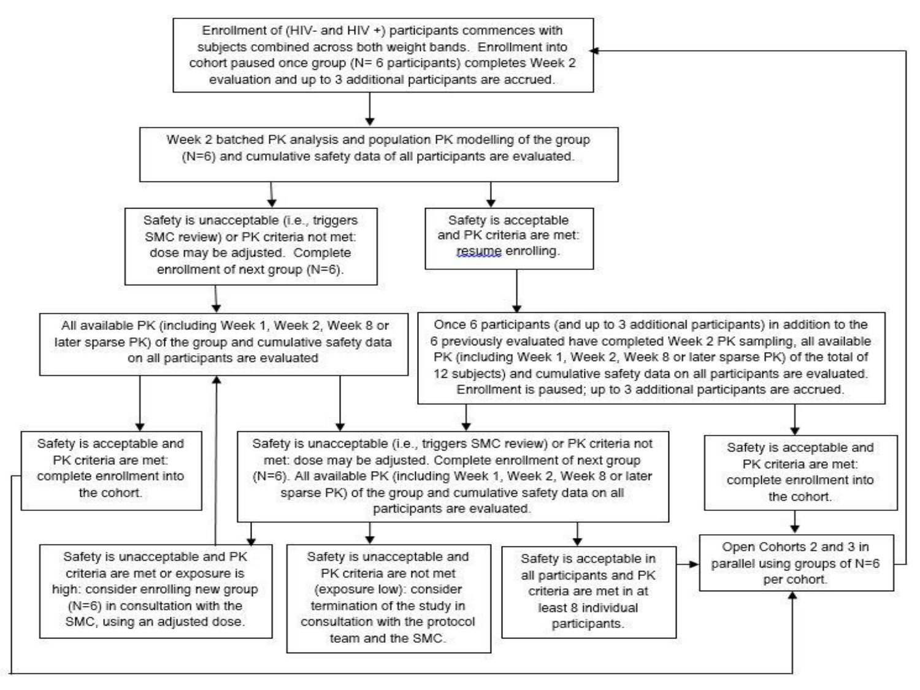Enrollment of (HIV- and HIV +) participants commences with subjects combined across both weight bands. Enrollment into cohort paused once group (N= 6 participants) completes Week 2 evaluation and up to 3 additional participants are accrued.

Week 2 batched PK analysis and population PK modelling of the group (N=6) and cumulative safety data of all participants are evaluated.

Safety is unacceptable (i.e., triggers SMC review) or PK criteria not met: dose may be adjusted. Complete enrollment of next group (N=6).

Safety is acceptable and PK criteria are met: resume enrolling.

All available PK (including Week 1, Week 2, Week 8 or later sparse PK) of the group and cumulative safety data on all participants are evaluated

Once 6 participants (and up to 3 additional participants) in addition to the 6 previously evaluated have completed Week 2 PK sampling, all available PK (including Week 1, Week 2, Week 8 or later sparse PK) of the total of 12 subjects) and cumulative safety data on all participants are evaluated. Enrollment is paused; up to 3 additional participants are accrued.

Safety is acceptable and PK criteria are met: complete enrollment into the cohort.

Safety is unacceptable (i.e., triggers SMC review) or PK criteria not met: dose may be adjusted. Complete enrollment of next group (N=6). All available PK (including Week 1, Week 2, Week 8 or later sparse PK) of the group and cumulative safety data on all participants are evaluated.

Safety is acceptable and PK criteria are met: complete enrollment into the cohort.

Safety is unacceptable and PK criteria are met or exposure is high: consider enrolling new group (N=6) in consultation with the SMC, using an adjusted dose.

Safety is unacceptable and PK criteria are not met (exposure low): consider termination of the study in consultation with the protocol team and the SMC.

Safety is acceptable in all participants and PK criteria are met in at least 8 individual participants.

Open Cohorts 2 and 3 in parallel using groups of N=6 per cohort.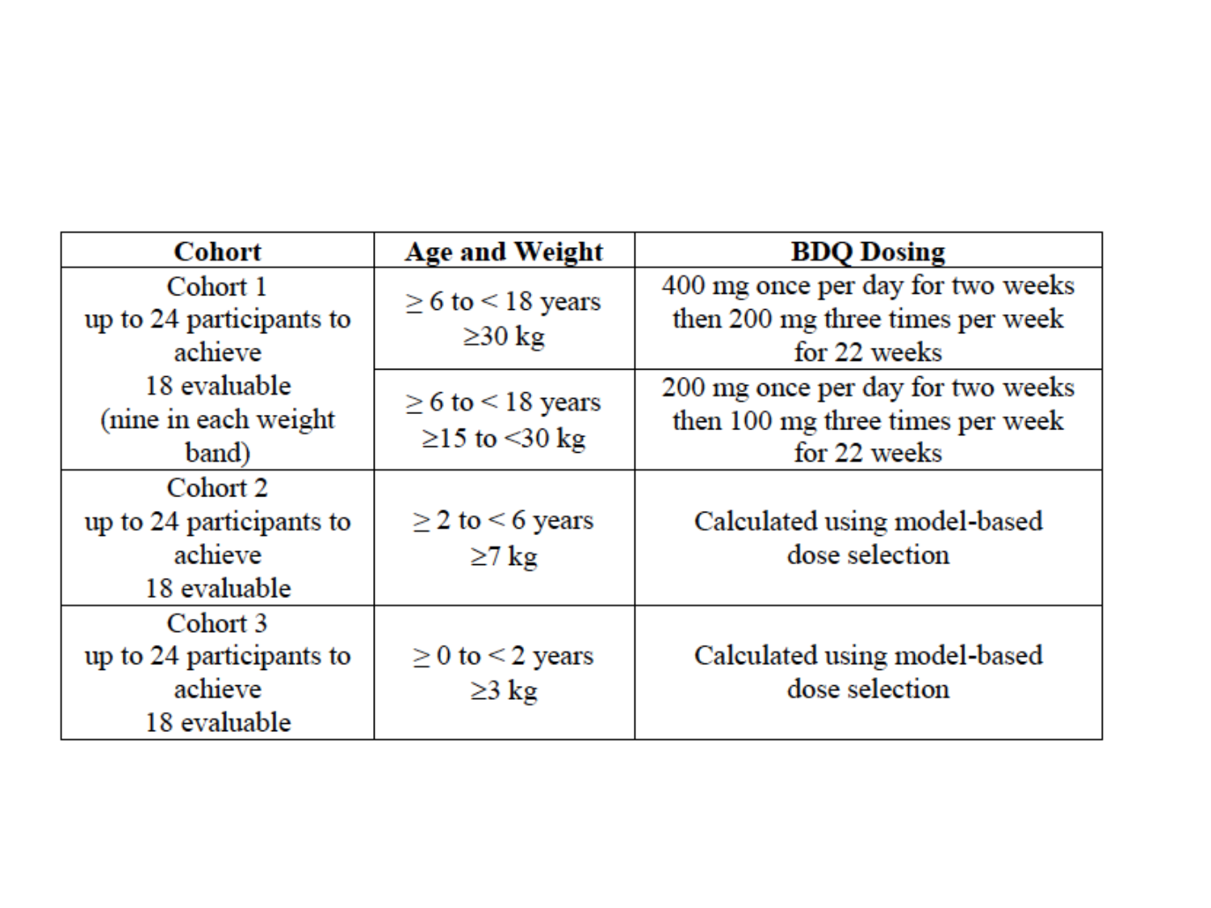| Cohort | Age and Weight | BDQ Dosing |
| --- | --- | --- |
| Cohort 1 up to 24 participants to achieve 18 evaluable (nine in each weight band) | ≥ 6 to < 18 years ≥30 kg | 400 mg once per day for two weeks then 200 mg three times per week for 22 weeks |
| | ≥ 6 to < 18 years ≥15 to <30 kg | 200 mg once per day for two weeks then 100 mg three times per week for 22 weeks |
| Cohort 2 up to 24 participants to achieve 18 evaluable | ≥ 2 to < 6 years ≥7 kg | Calculated using model-based dose selection |
| Cohort 3 up to 24 participants to achieve 18 evaluable | ≥ 0 to < 2 years ≥3 kg | Calculated using model-based dose selection |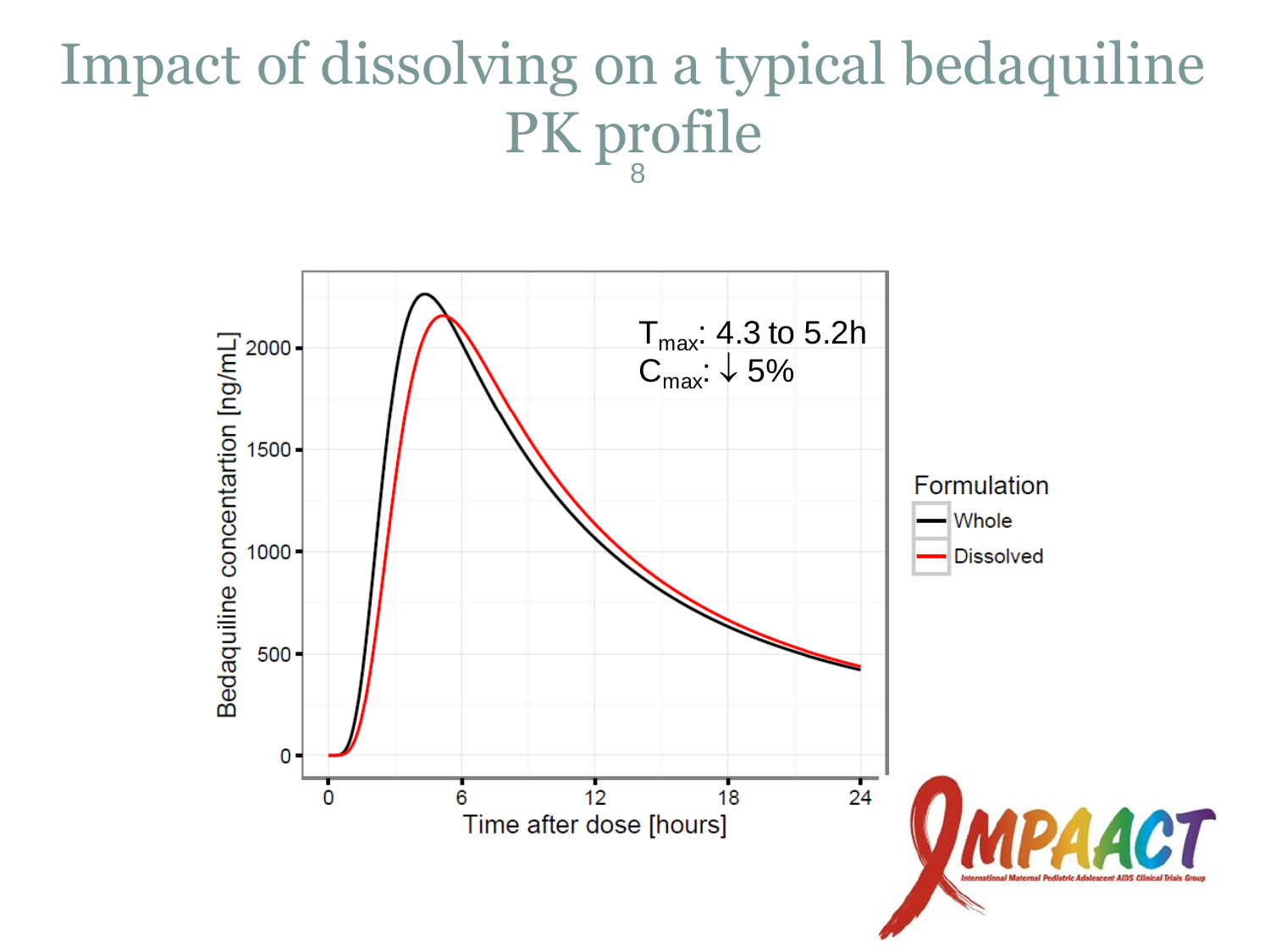# Impact of dissolving on a typical bedaquiline PK profile

$T_{max}$: 4.3 to 5.2h

$C_{max}$: ↓ 5%

Bedaquiline concentartion [ng/mL]

Time after dose [hours]

Formulation

- Whole
- Dissolved

IMPAACT

International Maternal Pediatric Adolescent AIDS Clinical Trials Group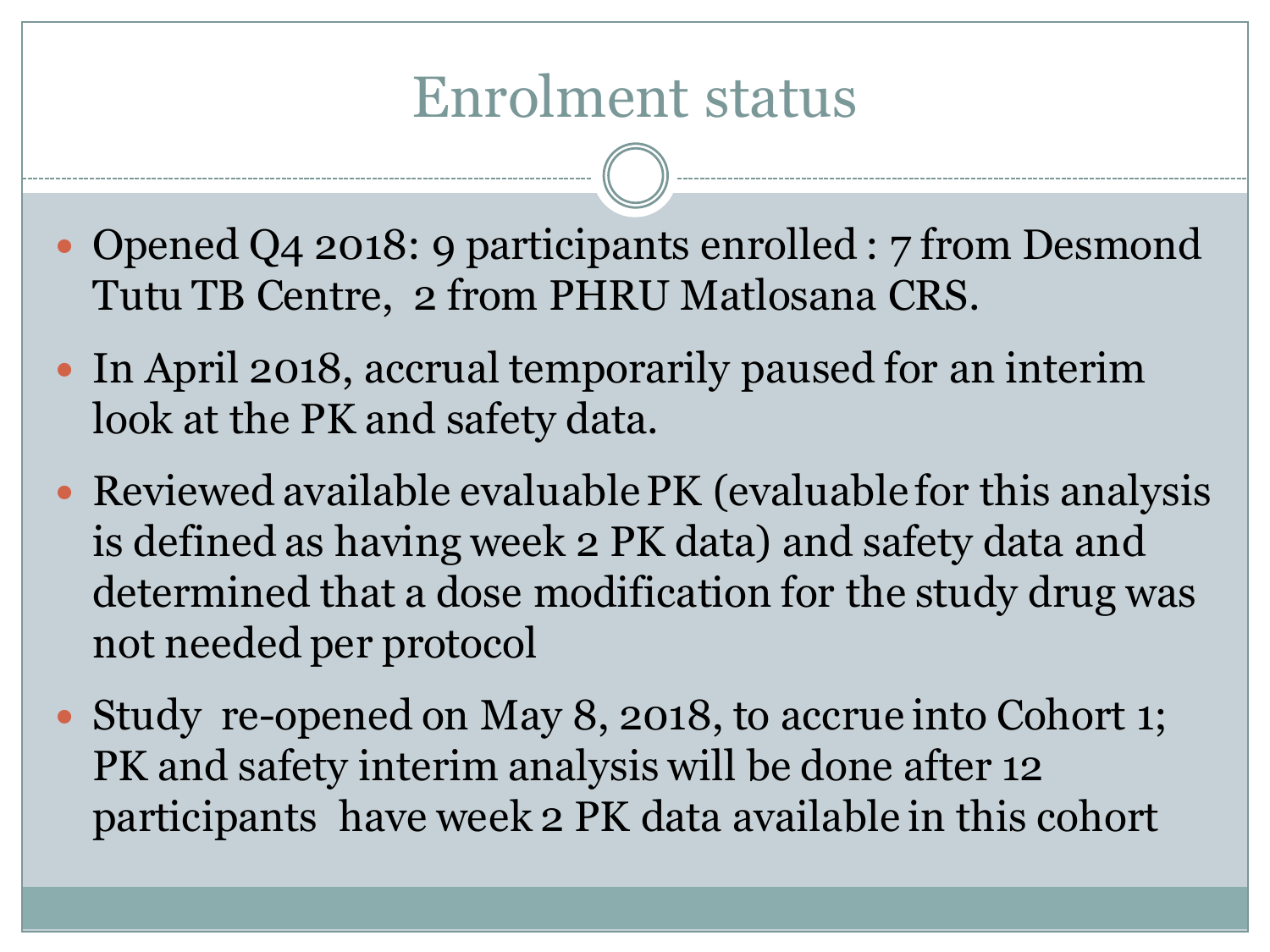# Enrolment status

- Opened Q4 2018: 9 participants enrolled : 7 from Desmond Tutu TB Centre, 2 from PHRU Matlosana CRS.
- In April 2018, accrual temporarily paused for an interim look at the PK and safety data.
- Reviewed available evaluable PK (evaluable for this analysis is defined as having week 2 PK data) and safety data and determined that a dose modification for the study drug was not needed per protocol
- Study re-opened on May 8, 2018, to accrue into Cohort 1; PK and safety interim analysis will be done after 12 participants have week 2 PK data available in this cohort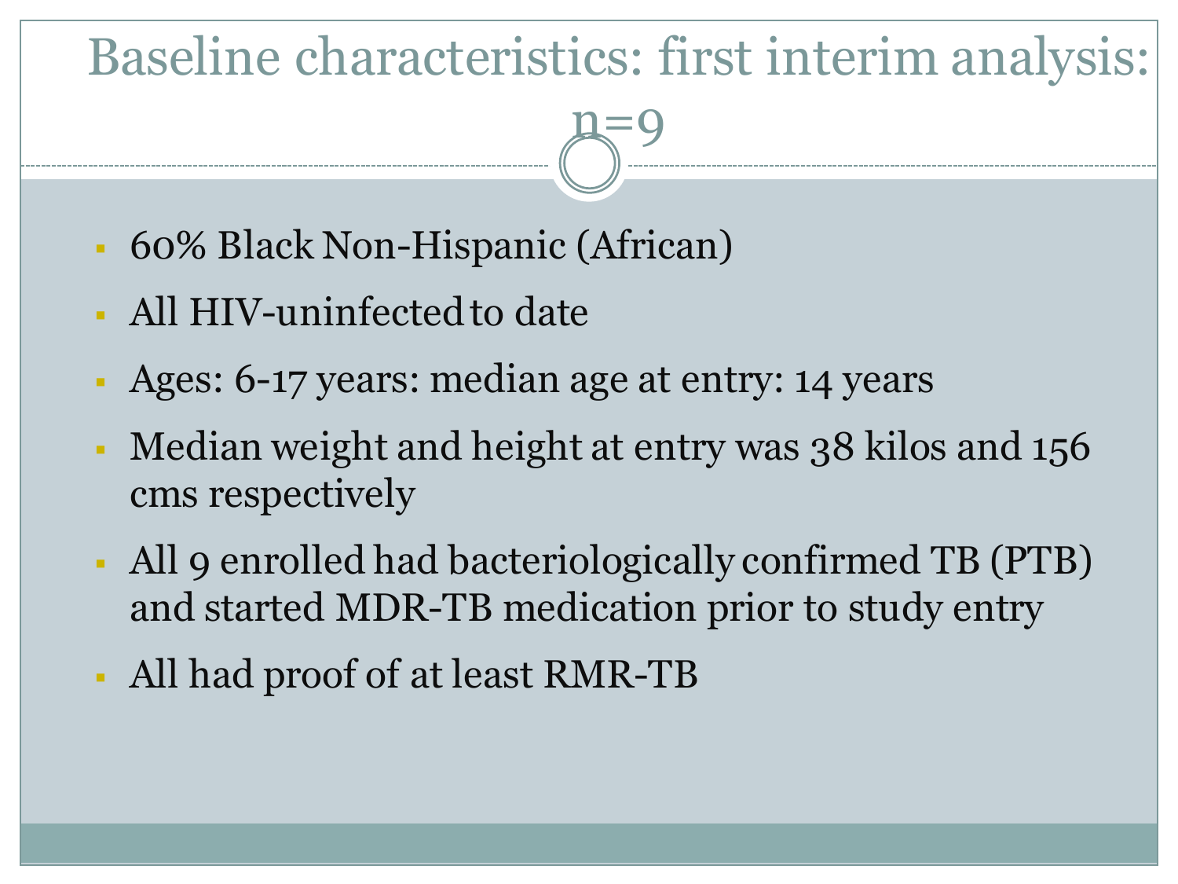# Baseline characteristics: first interim analysis: n=9

- 60% Black Non-Hispanic (African)
- All HIV-uninfected to date
- Ages: 6-17 years: median age at entry: 14 years
- Median weight and height at entry was 38 kilos and 156 cms respectively
- All 9 enrolled had bacteriologically confirmed TB (PTB) and started MDR-TB medication prior to study entry
- All had proof of at least RMR-TB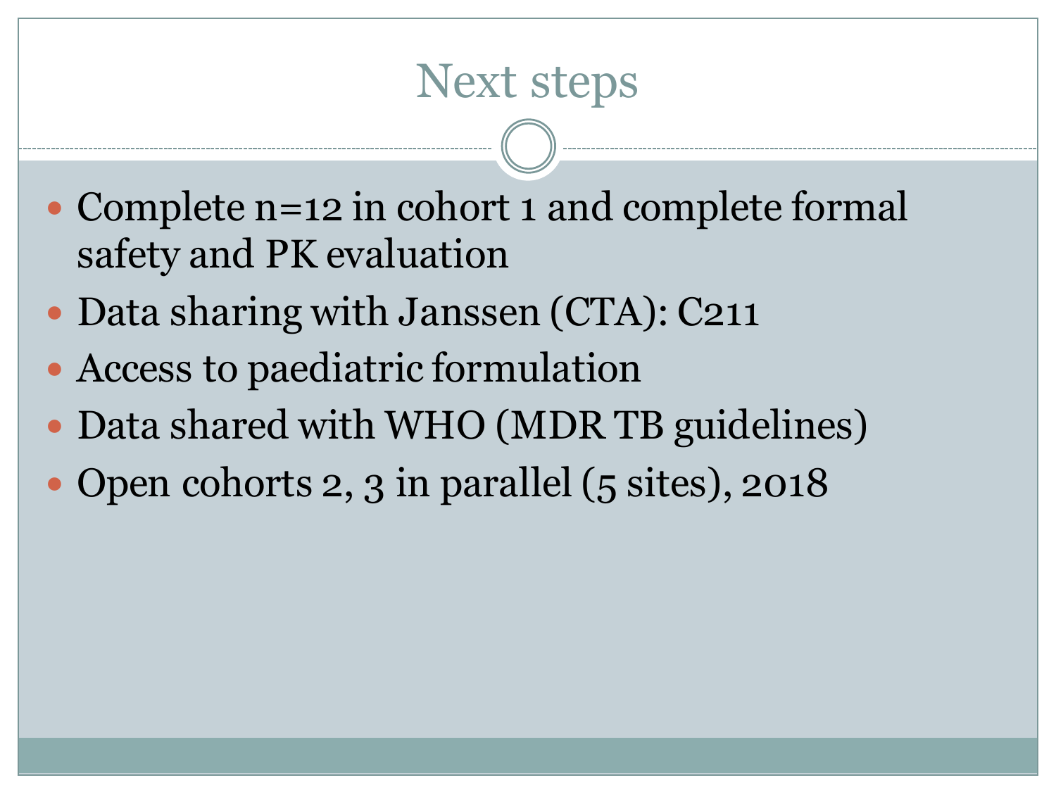# Next steps

- Complete n=12 in cohort 1 and complete formal safety and PK evaluation
- Data sharing with Janssen (CTA): C211
- Access to paediatric formulation
- Data shared with WHO (MDR TB guidelines)
- Open cohorts 2, 3 in parallel (5 sites), 2018